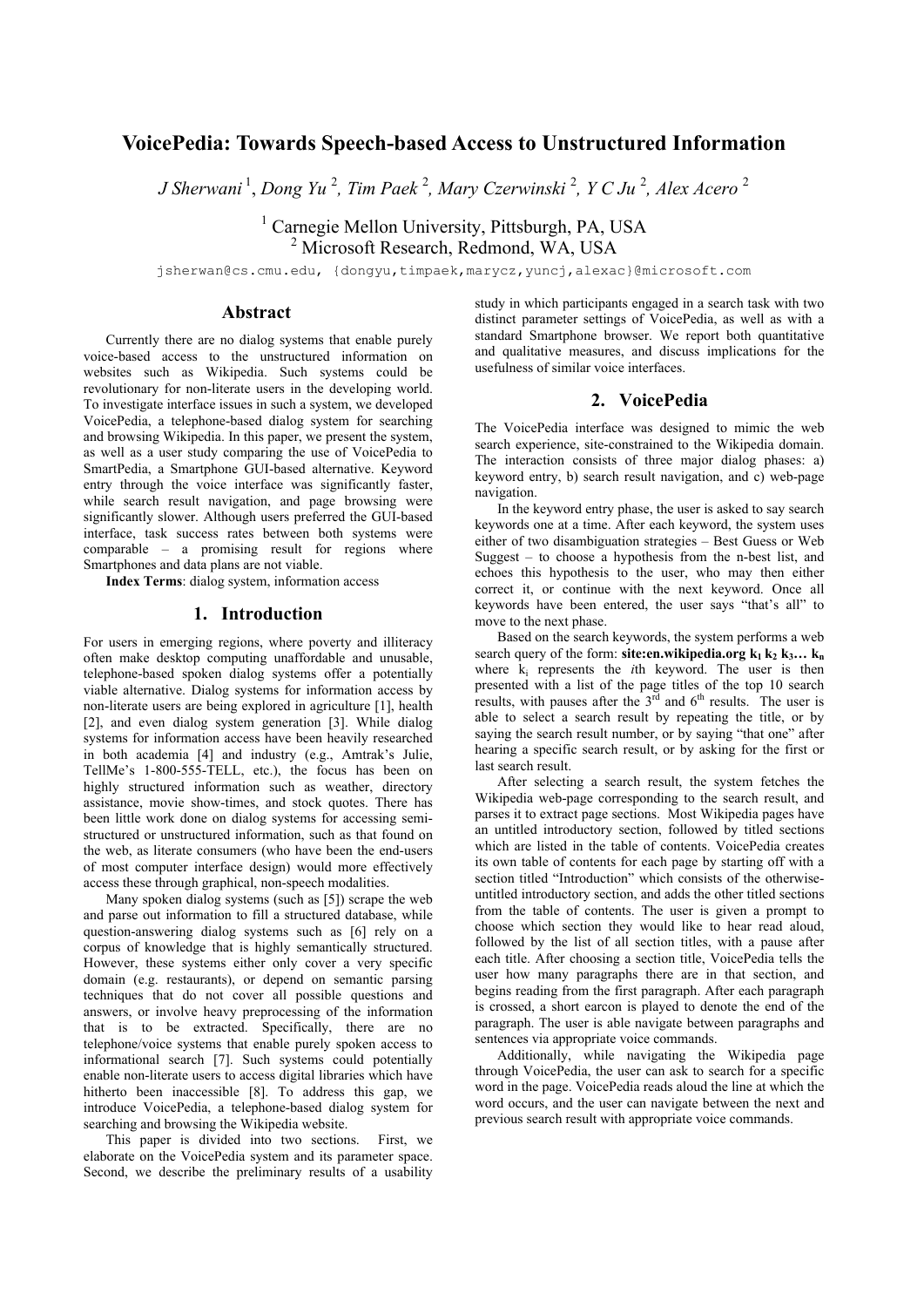# VoicePedia: Towards Speech-based Access to Unstructured Information

*J Sherwani* [1], *Dong Yu* [2], *Tim Paek* [2], *Mary Czerwinski* [2], *Y C Ju* [2], *Alex Acero* [2]

[1] Carnegie Mellon University, Pittsburgh, PA, USA
[2] Microsoft Research, Redmond, WA, USA

jsherwan@cs.cmu.edu, {dongyu,timpaek,marycz,yuncj,alexac}@microsoft.com

## Abstract

Currently there are no dialog systems that enable purely voice-based access to the unstructured information on websites such as Wikipedia. Such systems could be revolutionary for non-literate users in the developing world. To investigate interface issues in such a system, we developed VoicePedia, a telephone-based dialog system for searching and browsing Wikipedia. In this paper, we present the system, as well as a user study comparing the use of VoicePedia to SmartPedia, a Smartphone GUI-based alternative. Keyword entry through the voice interface was significantly faster, while search result navigation, and page browsing were significantly slower. Although users preferred the GUI-based interface, task success rates between both systems were comparable – a promising result for regions where Smartphones and data plans are not viable.

**Index Terms**: dialog system, information access

## 1. Introduction

For users in emerging regions, where poverty and illiteracy often make desktop computing unaffordable and unusable, telephone-based spoken dialog systems offer a potentially viable alternative. Dialog systems for information access by non-literate users are being explored in agriculture [1], health [2], and even dialog system generation [3]. While dialog systems for information access have been heavily researched in both academia [4] and industry (e.g., Amtrak's Julie, TellMe's 1-800-555-TELL, etc.), the focus has been on highly structured information such as weather, directory assistance, movie show-times, and stock quotes. There has been little work done on dialog systems for accessing semi-structured or unstructured information, such as that found on the web, as literate consumers (who have been the end-users of most computer interface design) would more effectively access these through graphical, non-speech modalities.

Many spoken dialog systems (such as [5]) scrape the web and parse out information to fill a structured database, while question-answering dialog systems such as [6] rely on a corpus of knowledge that is highly semantically structured. However, these systems either only cover a very specific domain (e.g. restaurants), or depend on semantic parsing techniques that do not cover all possible questions and answers, or involve heavy preprocessing of the information that is to be extracted. Specifically, there are no telephone/voice systems that enable purely spoken access to informational search [7]. Such systems could potentially enable non-literate users to access digital libraries which have hitherto been inaccessible [8]. To address this gap, we introduce VoicePedia, a telephone-based dialog system for searching and browsing the Wikipedia website.

This paper is divided into two sections. First, we elaborate on the VoicePedia system and its parameter space. Second, we describe the preliminary results of a usability study in which participants engaged in a search task with two distinct parameter settings of VoicePedia, as well as with a standard Smartphone browser. We report both quantitative and qualitative measures, and discuss implications for the usefulness of similar voice interfaces.

## 2. VoicePedia

The VoicePedia interface was designed to mimic the web search experience, site-constrained to the Wikipedia domain. The interaction consists of three major dialog phases: a) keyword entry, b) search result navigation, and c) web-page navigation.

In the keyword entry phase, the user is asked to say search keywords one at a time. After each keyword, the system uses either of two disambiguation strategies – Best Guess or Web Suggest – to choose a hypothesis from the n-best list, and echoes this hypothesis to the user, who may then either correct it, or continue with the next keyword. Once all keywords have been entered, the user says "that's all" to move to the next phase.

Based on the search keywords, the system performs a web search query of the form: **site:en.wikipedia.org $k_1$ $k_2$ $k_3$… $k_n$** where $k_i$ represents the *i*th keyword. The user is then presented with a list of the page titles of the top 10 search results, with pauses after the 3rd and 6th results. The user is able to select a search result by repeating the title, or by saying the search result number, or by saying "that one" after hearing a specific search result, or by asking for the first or last search result.

After selecting a search result, the system fetches the Wikipedia web-page corresponding to the search result, and parses it to extract page sections. Most Wikipedia pages have an untitled introductory section, followed by titled sections which are listed in the table of contents. VoicePedia creates its own table of contents for each page by starting off with a section titled "Introduction" which consists of the otherwise-untitled introductory section, and adds the other titled sections from the table of contents. The user is given a prompt to choose which section they would like to hear read aloud, followed by the list of all section titles, with a pause after each title. After choosing a section title, VoicePedia tells the user how many paragraphs there are in that section, and begins reading from the first paragraph. After each paragraph is crossed, a short earcon is played to denote the end of the paragraph. The user is able navigate between paragraphs and sentences via appropriate voice commands.

Additionally, while navigating the Wikipedia page through VoicePedia, the user can ask to search for a specific word in the page. VoicePedia reads aloud the line at which the word occurs, and the user can navigate between the next and previous search result with appropriate voice commands.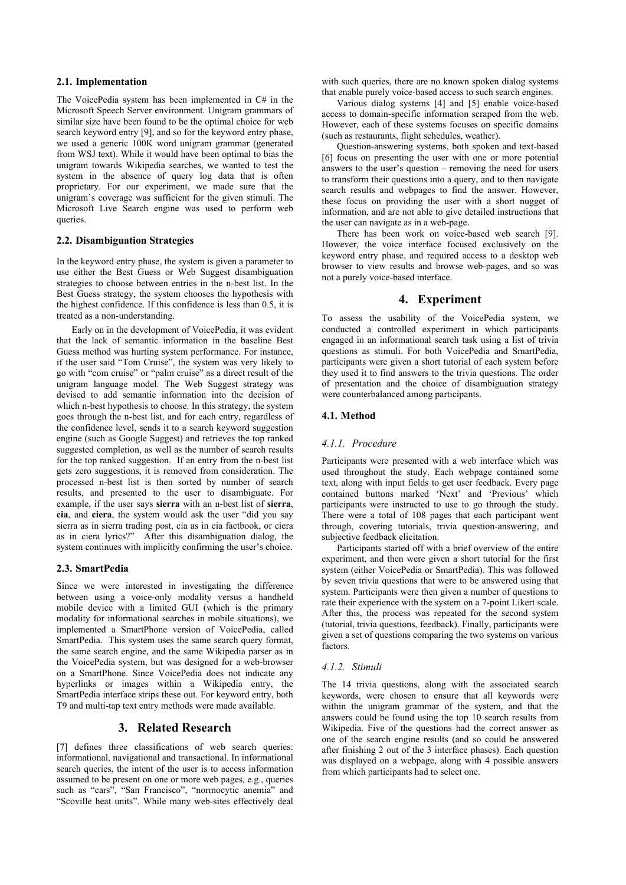### 2.1. Implementation

The VoicePedia system has been implemented in C# in the Microsoft Speech Server environment. Unigram grammars of similar size have been found to be the optimal choice for web search keyword entry [9], and so for the keyword entry phase, we used a generic 100K word unigram grammar (generated from WSJ text). While it would have been optimal to bias the unigram towards Wikipedia searches, we wanted to test the system in the absence of query log data that is often proprietary. For our experiment, we made sure that the unigram's coverage was sufficient for the given stimuli. The Microsoft Live Search engine was used to perform web queries.

### 2.2. Disambiguation Strategies

In the keyword entry phase, the system is given a parameter to use either the Best Guess or Web Suggest disambiguation strategies to choose between entries in the n-best list. In the Best Guess strategy, the system chooses the hypothesis with the highest confidence. If this confidence is less than 0.5, it is treated as a non-understanding.

Early on in the development of VoicePedia, it was evident that the lack of semantic information in the baseline Best Guess method was hurting system performance. For instance, if the user said "Tom Cruise", the system was very likely to go with "com cruise" or "palm cruise" as a direct result of the unigram language model. The Web Suggest strategy was devised to add semantic information into the decision of which n-best hypothesis to choose. In this strategy, the system goes through the n-best list, and for each entry, regardless of the confidence level, sends it to a search keyword suggestion engine (such as Google Suggest) and retrieves the top ranked suggested completion, as well as the number of search results for the top ranked suggestion. If an entry from the n-best list gets zero suggestions, it is removed from consideration. The processed n-best list is then sorted by number of search results, and presented to the user to disambiguate. For example, if the user says **sierra** with an n-best list of **sierra**, **cia**, and **ciera**, the system would ask the user "did you say sierra as in sierra trading post, cia as in cia factbook, or ciera as in ciera lyrics?" After this disambiguation dialog, the system continues with implicitly confirming the user's choice.

### 2.3. SmartPedia

Since we were interested in investigating the difference between using a voice-only modality versus a handheld mobile device with a limited GUI (which is the primary modality for informational searches in mobile situations), we implemented a SmartPhone version of VoicePedia, called SmartPedia. This system uses the same search query format, the same search engine, and the same Wikipedia parser as in the VoicePedia system, but was designed for a web-browser on a SmartPhone. Since VoicePedia does not indicate any hyperlinks or images within a Wikipedia entry, the SmartPedia interface strips these out. For keyword entry, both T9 and multi-tap text entry methods were made available.

## 3. Related Research

[7] defines three classifications of web search queries: informational, navigational and transactional. In informational search queries, the intent of the user is to access information assumed to be present on one or more web pages, e.g., queries such as "cars", "San Francisco", "normocytic anemia" and "Scoville heat units". While many web-sites effectively deal with such queries, there are no known spoken dialog systems that enable purely voice-based access to such search engines.

Various dialog systems [4] and [5] enable voice-based access to domain-specific information scraped from the web. However, each of these systems focuses on specific domains (such as restaurants, flight schedules, weather).

Question-answering systems, both spoken and text-based [6] focus on presenting the user with one or more potential answers to the user's question – removing the need for users to transform their questions into a query, and to then navigate search results and webpages to find the answer. However, these focus on providing the user with a short nugget of information, and are not able to give detailed instructions that the user can navigate as in a web-page.

There has been work on voice-based web search [9]. However, the voice interface focused exclusively on the keyword entry phase, and required access to a desktop web browser to view results and browse web-pages, and so was not a purely voice-based interface.

## 4. Experiment

To assess the usability of the VoicePedia system, we conducted a controlled experiment in which participants engaged in an informational search task using a list of trivia questions as stimuli. For both VoicePedia and SmartPedia, participants were given a short tutorial of each system before they used it to find answers to the trivia questions. The order of presentation and the choice of disambiguation strategy were counterbalanced among participants.

### 4.1. Method

#### *4.1.1. Procedure*

Participants were presented with a web interface which was used throughout the study. Each webpage contained some text, along with input fields to get user feedback. Every page contained buttons marked 'Next' and 'Previous' which participants were instructed to use to go through the study. There were a total of 108 pages that each participant went through, covering tutorials, trivia question-answering, and subjective feedback elicitation.

Participants started off with a brief overview of the entire experiment, and then were given a short tutorial for the first system (either VoicePedia or SmartPedia). This was followed by seven trivia questions that were to be answered using that system. Participants were then given a number of questions to rate their experience with the system on a 7-point Likert scale. After this, the process was repeated for the second system (tutorial, trivia questions, feedback). Finally, participants were given a set of questions comparing the two systems on various factors.

#### *4.1.2. Stimuli*

The 14 trivia questions, along with the associated search keywords, were chosen to ensure that all keywords were within the unigram grammar of the system, and that the answers could be found using the top 10 search results from Wikipedia. Five of the questions had the correct answer as one of the search engine results (and so could be answered after finishing 2 out of the 3 interface phases). Each question was displayed on a webpage, along with 4 possible answers from which participants had to select one.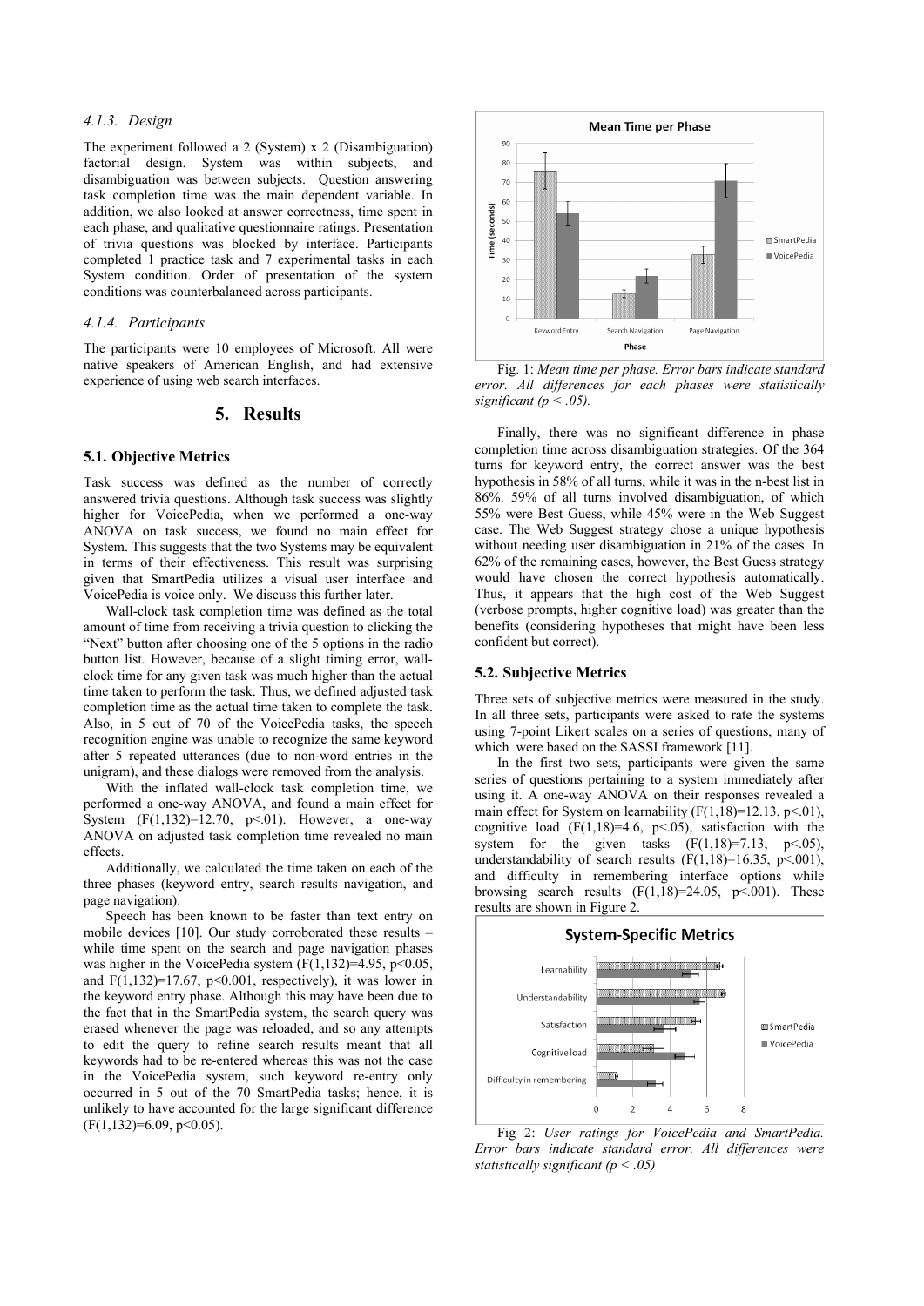#### 4.1.3. Design

The experiment followed a 2 (System) x 2 (Disambiguation) factorial design. System was within subjects, and disambiguation was between subjects. Question answering task completion time was the main dependent variable. In addition, we also looked at answer correctness, time spent in each phase, and qualitative questionnaire ratings. Presentation of trivia questions was blocked by interface. Participants completed 1 practice task and 7 experimental tasks in each System condition. Order of presentation of the system conditions was counterbalanced across participants.

#### 4.1.4. Participants

The participants were 10 employees of Microsoft. All were native speakers of American English, and had extensive experience of using web search interfaces.

## 5. Results

### 5.1. Objective Metrics

Task success was defined as the number of correctly answered trivia questions. Although task success was slightly higher for VoicePedia, when we performed a one-way ANOVA on task success, we found no main effect for System. This suggests that the two Systems may be equivalent in terms of their effectiveness. This result was surprising given that SmartPedia utilizes a visual user interface and VoicePedia is voice only. We discuss this further later.

Wall-clock task completion time was defined as the total amount of time from receiving a trivia question to clicking the "Next" button after choosing one of the 5 options in the radio button list. However, because of a slight timing error, wall-clock time for any given task was much higher than the actual time taken to perform the task. Thus, we defined adjusted task completion time as the actual time taken to complete the task. Also, in 5 out of 70 of the VoicePedia tasks, the speech recognition engine was unable to recognize the same keyword after 5 repeated utterances (due to non-word entries in the unigram), and these dialogs were removed from the analysis.

With the inflated wall-clock task completion time, we performed a one-way ANOVA, and found a main effect for System ($F(1,132)=12.70$, $p<.01$). However, a one-way ANOVA on adjusted task completion time revealed no main effects.

Additionally, we calculated the time taken on each of the three phases (keyword entry, search results navigation, and page navigation).

Speech has been known to be faster than text entry on mobile devices [10]. Our study corroborated these results – while time spent on the search and page navigation phases was higher in the VoicePedia system ($F(1,132)=4.95$, $p<0.05$, and $F(1,132)=17.67$, $p<0.001$, respectively), it was lower in the keyword entry phase. Although this may have been due to the fact that in the SmartPedia system, the search query was erased whenever the page was reloaded, and so any attempts to edit the query to refine search results meant that all keywords had to be re-entered whereas this was not the case in the VoicePedia system, such keyword re-entry only occurred in 5 out of the 70 SmartPedia tasks; hence, it is unlikely to have accounted for the large significant difference ($F(1,132)=6.09$, $p<0.05$).

Fig. 1: *Mean time per phase. Error bars indicate standard error. All differences for each phases were statistically significant ($p < .05$).*

Finally, there was no significant difference in phase completion time across disambiguation strategies. Of the 364 turns for keyword entry, the correct answer was the best hypothesis in 58% of all turns, while it was in the n-best list in 86%. 59% of all turns involved disambiguation, of which 55% were Best Guess, while 45% were in the Web Suggest case. The Web Suggest strategy chose a unique hypothesis without needing user disambiguation in 21% of the cases. In 62% of the remaining cases, however, the Best Guess strategy would have chosen the correct hypothesis automatically. Thus, it appears that the high cost of the Web Suggest (verbose prompts, higher cognitive load) was greater than the benefits (considering hypotheses that might have been less confident but correct).

### 5.2. Subjective Metrics

Three sets of subjective metrics were measured in the study. In all three sets, participants were asked to rate the systems using 7-point Likert scales on a series of questions, many of which were based on the SASSI framework [11].

In the first two sets, participants were given the same series of questions pertaining to a system immediately after using it. A one-way ANOVA on their responses revealed a main effect for System on learnability ($F(1,18)=12.13$, $p<.01$), cognitive load ($F(1,18)=4.6$, $p<.05$), satisfaction with the system for the given tasks ($F(1,18)=7.13$, $p<.05$), understandability of search results ($F(1,18)=16.35$, $p<.001$), and difficulty in remembering interface options while browsing search results ($F(1,18)=24.05$, $p<.001$). These results are shown in Figure 2.

Fig 2: *User ratings for VoicePedia and SmartPedia. Error bars indicate standard error. All differences were statistically significant ($p < .05$)*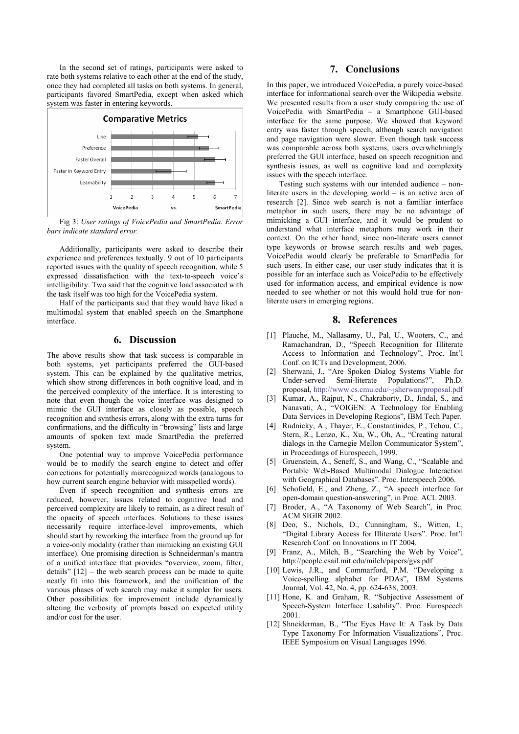In the second set of ratings, participants were asked to rate both systems relative to each other at the end of the study, once they had completed all tasks on both systems. In general, participants favored SmartPedia, except when asked which system was faster in entering keywords.

Comparative Metrics

Like

Preference

Faster Overall

Faster in Keyword Entry

Learnability

1 2 3 4 5 6 7

VoicePedia vs. SmartPedia

Fig 3: *User ratings of VoicePedia and SmartPedia. Error bars indicate standard error.*

Additionally, participants were asked to describe their experience and preferences textually. 9 out of 10 participants reported issues with the quality of speech recognition, while 5 expressed dissatisfaction with the text-to-speech voice's intelligibility. Two said that the cognitive load associated with the task itself was too high for the VoicePedia system.

Half of the participants said that they would have liked a multimodal system that enabled speech on the Smartphone interface.

## 6. Discussion

The above results show that task success is comparable in both systems, yet participants preferred the GUI-based system. This can be explained by the qualitative metrics, which show strong differences in both cognitive load, and in the perceived complexity of the interface. It is interesting to note that even though the voice interface was designed to mimic the GUI interface as closely as possible, speech recognition and synthesis errors, along with the extra turns for confirmations, and the difficulty in "browsing" lists and large amounts of spoken text made SmartPedia the preferred system.

One potential way to improve VoicePedia performance would be to modify the search engine to detect and offer corrections for potentially misrecognized words (analogous to how current search engine behavior with misspelled words).

Even if speech recognition and synthesis errors are reduced, however, issues related to cognitive load and perceived complexity are likely to remain, as a direct result of the opacity of speech interfaces. Solutions to these issues necessarily require interface-level improvements, which should start by reworking the interface from the ground up for a voice-only modality (rather than mimicking an existing GUI interface). One promising direction is Schneiderman's mantra of a unified interface that provides "overview, zoom, filter, details" [12] – the web search process can be made to quite neatly fit into this framework, and the unification of the various phases of web search may make it simpler for users. Other possibilities for improvement include dynamically altering the verbosity of prompts based on expected utility and/or cost for the user.

## 7. Conclusions

In this paper, we introduced VoicePedia, a purely voice-based interface for informational search over the Wikipedia website. We presented results from a user study comparing the use of VoicePedia with SmartPedia – a Smartphone GUI-based interface for the same purpose. We showed that keyword entry was faster through speech, although search navigation and page navigation were slower. Even though task success was comparable across both systems, users overwhelmingly preferred the GUI interface, based on speech recognition and synthesis issues, as well as cognitive load and complexity issues with the speech interface.

Testing such systems with our intended audience – non-literate users in the developing world – is an active area of research [2]. Since web search is not a familiar interface metaphor in such users, there may be no advantage of mimicking a GUI interface, and it would be prudent to understand what interface metaphors may work in their context. On the other hand, since non-literate users cannot type keywords or browse search results and web pages, VoicePedia would clearly be preferable to SmartPedia for such users. In either case, our user study indicates that it is possible for an interface such as VoicePedia to be effectively used for information access, and empirical evidence is now needed to see whether or not this would hold true for non-literate users in emerging regions.

## 8. References

[1] Plauche, M., Nallasamy, U., Pal, U., Wooters, C., and Ramachandran, D., "Speech Recognition for Illiterate Access to Information and Technology", Proc. Int'l Conf. on ICTs and Development, 2006.

[2] Sherwani, J., "Are Spoken Dialog Systems Viable for Under-served Semi-literate Populations?", Ph.D. proposal, http://www.cs.cmu.edu/~jsherwan/proposal.pdf

[3] Kumar, A., Rajput, N., Chakraborty, D., Jindal, S., and Nanavati, A., "VOIGEN: A Technology for Enabling Data Services in Developing Regions", IBM Tech Paper.

[4] Rudnicky, A., Thayer, E., Constantinides, P., Tchou, C., Stern, R., Lenzo, K., Xu, W., Oh, A., "Creating natural dialogs in the Carnegie Mellon Communicator System", in Proceedings of Eurospeech, 1999.

[5] Gruenstein, A., Seneff, S., and Wang, C., "Scalable and Portable Web-Based Multimodal Dialogue Interaction with Geographical Databases". Proc. Interspeech 2006.

[6] Schofield, E., and Zheng, Z., "A speech interface for open-domain question-answering", in Proc. ACL 2003.

[7] Broder, A., "A Taxonomy of Web Search", in Proc. ACM SIGIR 2002.

[8] Deo, S., Nichols, D., Cunningham, S., Witten, I., "Digital Library Access for Illiterate Users". Proc. Int'l Research Conf. on Innovations in IT 2004.

[9] Franz, A., Milch, B., "Searching the Web by Voice", http://people.csail.mit.edu/milch/papers/gvs.pdf

[10] Lewis, J.R., and Commarford, P.M. "Developing a Voice-spelling alphabet for PDAs", IBM Systems Journal, Vol. 42, No. 4, pp. 624-638, 2003.

[11] Hone, K. and Graham, R. "Subjective Assessment of Speech-System Interface Usability". Proc. Eurospeech 2001.

[12] Shneiderman, B., "The Eyes Have It: A Task by Data Type Taxonomy For Information Visualizations", Proc. IEEE Symposium on Visual Languages 1996.